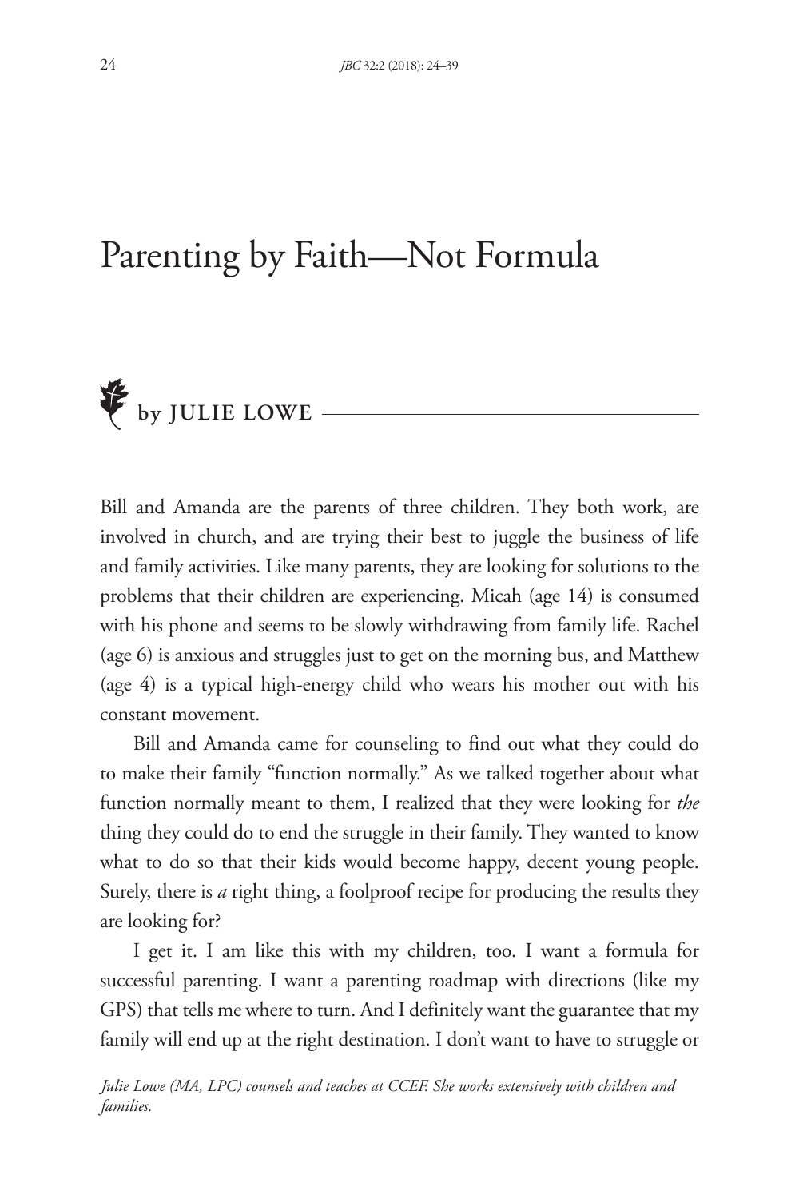# Parenting by Faith—Not Formula

**by JULIE LOWE**

Bill and Amanda are the parents of three children. They both work, are involved in church, and are trying their best to juggle the business of life and family activities. Like many parents, they are looking for solutions to the problems that their children are experiencing. Micah (age 14) is consumed with his phone and seems to be slowly withdrawing from family life. Rachel (age 6) is anxious and struggles just to get on the morning bus, and Matthew (age 4) is a typical high-energy child who wears his mother out with his constant movement.

Bill and Amanda came for counseling to find out what they could do to make their family "function normally." As we talked together about what function normally meant to them, I realized that they were looking for *the* thing they could do to end the struggle in their family. They wanted to know what to do so that their kids would become happy, decent young people. Surely, there is *a* right thing, a foolproof recipe for producing the results they are looking for?

I get it. I am like this with my children, too. I want a formula for successful parenting. I want a parenting roadmap with directions (like my GPS) that tells me where to turn. And I definitely want the guarantee that my family will end up at the right destination. I don't want to have to struggle or

*Julie Lowe (MA, LPC) counsels and teaches at CCEF. She works extensively with children and families.*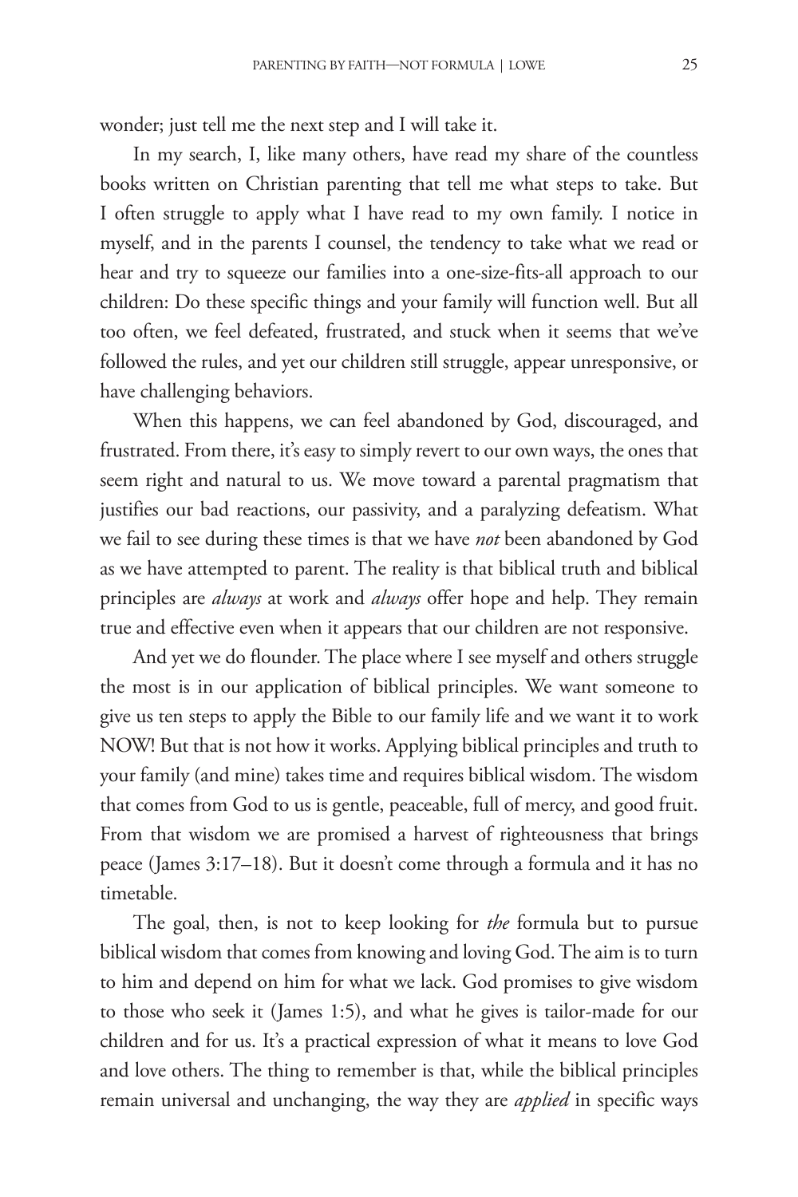wonder; just tell me the next step and I will take it.

In my search, I, like many others, have read my share of the countless books written on Christian parenting that tell me what steps to take. But I often struggle to apply what I have read to my own family. I notice in myself, and in the parents I counsel, the tendency to take what we read or hear and try to squeeze our families into a one-size-fits-all approach to our children: Do these specific things and your family will function well. But all too often, we feel defeated, frustrated, and stuck when it seems that we've followed the rules, and yet our children still struggle, appear unresponsive, or have challenging behaviors.

When this happens, we can feel abandoned by God, discouraged, and frustrated. From there, it's easy to simply revert to our own ways, the ones that seem right and natural to us. We move toward a parental pragmatism that justifies our bad reactions, our passivity, and a paralyzing defeatism. What we fail to see during these times is that we have *not* been abandoned by God as we have attempted to parent. The reality is that biblical truth and biblical principles are *always* at work and *always* offer hope and help. They remain true and effective even when it appears that our children are not responsive.

And yet we do flounder. The place where I see myself and others struggle the most is in our application of biblical principles. We want someone to give us ten steps to apply the Bible to our family life and we want it to work NOW! But that is not how it works. Applying biblical principles and truth to your family (and mine) takes time and requires biblical wisdom. The wisdom that comes from God to us is gentle, peaceable, full of mercy, and good fruit. From that wisdom we are promised a harvest of righteousness that brings peace (James 3:17–18). But it doesn't come through a formula and it has no timetable.

The goal, then, is not to keep looking for *the* formula but to pursue biblical wisdom that comes from knowing and loving God. The aim is to turn to him and depend on him for what we lack. God promises to give wisdom to those who seek it (James 1:5), and what he gives is tailor-made for our children and for us. It's a practical expression of what it means to love God and love others. The thing to remember is that, while the biblical principles remain universal and unchanging, the way they are *applied* in specific ways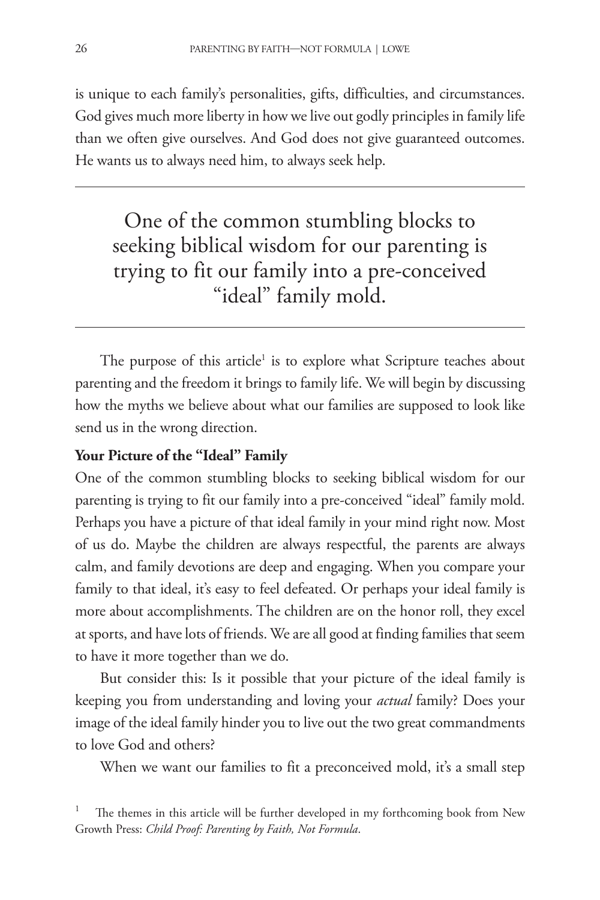is unique to each family's personalities, gifts, difficulties, and circumstances. God gives much more liberty in how we live out godly principles in family life than we often give ourselves. And God does not give guaranteed outcomes. He wants us to always need him, to always seek help.

---

> One of the common stumbling blocks to seeking biblical wisdom for our parenting is trying to fit our family into a pre-conceived "ideal" family mold.

---

The purpose of this article[1] is to explore what Scripture teaches about parenting and the freedom it brings to family life. We will begin by discussing how the myths we believe about what our families are supposed to look like send us in the wrong direction.

**Your Picture of the "Ideal" Family**

One of the common stumbling blocks to seeking biblical wisdom for our parenting is trying to fit our family into a pre-conceived "ideal" family mold. Perhaps you have a picture of that ideal family in your mind right now. Most of us do. Maybe the children are always respectful, the parents are always calm, and family devotions are deep and engaging. When you compare your family to that ideal, it's easy to feel defeated. Or perhaps your ideal family is more about accomplishments. The children are on the honor roll, they excel at sports, and have lots of friends. We are all good at finding families that seem to have it more together than we do.

But consider this: Is it possible that your picture of the ideal family is keeping you from understanding and loving your *actual* family? Does your image of the ideal family hinder you to live out the two great commandments to love God and others?

When we want our families to fit a preconceived mold, it's a small step

[1] The themes in this article will be further developed in my forthcoming book from New Growth Press: *Child Proof: Parenting by Faith, Not Formula*.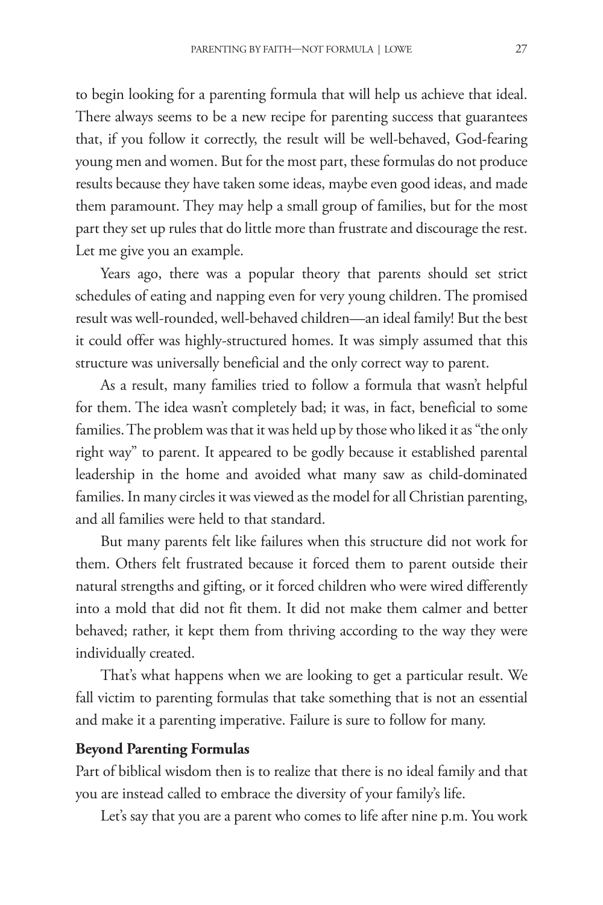to begin looking for a parenting formula that will help us achieve that ideal. There always seems to be a new recipe for parenting success that guarantees that, if you follow it correctly, the result will be well-behaved, God-fearing young men and women. But for the most part, these formulas do not produce results because they have taken some ideas, maybe even good ideas, and made them paramount. They may help a small group of families, but for the most part they set up rules that do little more than frustrate and discourage the rest. Let me give you an example.

Years ago, there was a popular theory that parents should set strict schedules of eating and napping even for very young children. The promised result was well-rounded, well-behaved children—an ideal family! But the best it could offer was highly-structured homes. It was simply assumed that this structure was universally beneficial and the only correct way to parent.

As a result, many families tried to follow a formula that wasn't helpful for them. The idea wasn't completely bad; it was, in fact, beneficial to some families. The problem was that it was held up by those who liked it as "the only right way" to parent. It appeared to be godly because it established parental leadership in the home and avoided what many saw as child-dominated families. In many circles it was viewed as the model for all Christian parenting, and all families were held to that standard.

But many parents felt like failures when this structure did not work for them. Others felt frustrated because it forced them to parent outside their natural strengths and gifting, or it forced children who were wired differently into a mold that did not fit them. It did not make them calmer and better behaved; rather, it kept them from thriving according to the way they were individually created.

That's what happens when we are looking to get a particular result. We fall victim to parenting formulas that take something that is not an essential and make it a parenting imperative. Failure is sure to follow for many.

**Beyond Parenting Formulas**

Part of biblical wisdom then is to realize that there is no ideal family and that you are instead called to embrace the diversity of your family's life.

Let's say that you are a parent who comes to life after nine p.m. You work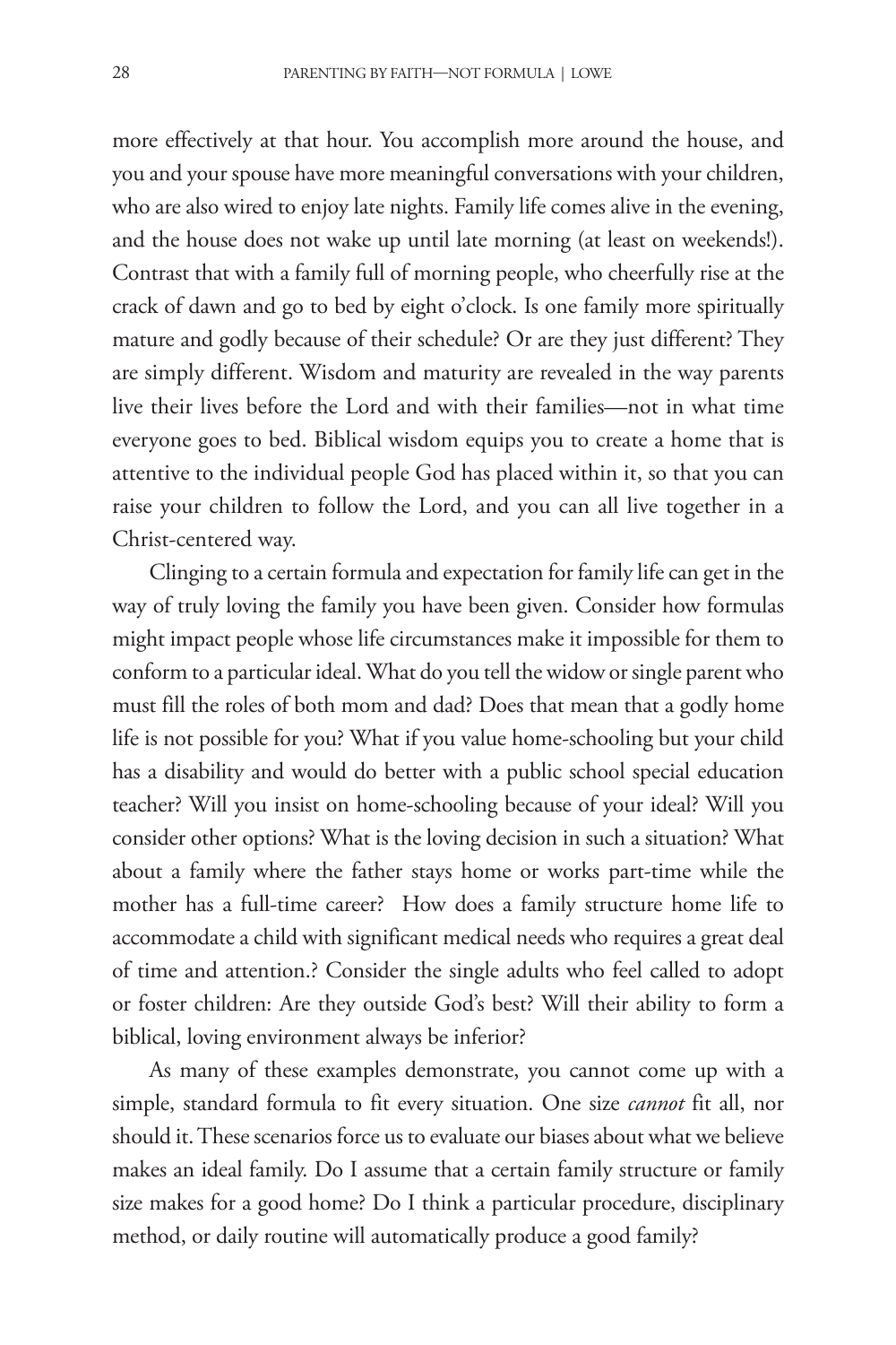more effectively at that hour. You accomplish more around the house, and you and your spouse have more meaningful conversations with your children, who are also wired to enjoy late nights. Family life comes alive in the evening, and the house does not wake up until late morning (at least on weekends!). Contrast that with a family full of morning people, who cheerfully rise at the crack of dawn and go to bed by eight o'clock. Is one family more spiritually mature and godly because of their schedule? Or are they just different? They are simply different. Wisdom and maturity are revealed in the way parents live their lives before the Lord and with their families—not in what time everyone goes to bed. Biblical wisdom equips you to create a home that is attentive to the individual people God has placed within it, so that you can raise your children to follow the Lord, and you can all live together in a Christ-centered way.

Clinging to a certain formula and expectation for family life can get in the way of truly loving the family you have been given. Consider how formulas might impact people whose life circumstances make it impossible for them to conform to a particular ideal. What do you tell the widow or single parent who must fill the roles of both mom and dad? Does that mean that a godly home life is not possible for you? What if you value home-schooling but your child has a disability and would do better with a public school special education teacher? Will you insist on home-schooling because of your ideal? Will you consider other options? What is the loving decision in such a situation? What about a family where the father stays home or works part-time while the mother has a full-time career? How does a family structure home life to accommodate a child with significant medical needs who requires a great deal of time and attention.? Consider the single adults who feel called to adopt or foster children: Are they outside God's best? Will their ability to form a biblical, loving environment always be inferior?

As many of these examples demonstrate, you cannot come up with a simple, standard formula to fit every situation. One size *cannot* fit all, nor should it. These scenarios force us to evaluate our biases about what we believe makes an ideal family. Do I assume that a certain family structure or family size makes for a good home? Do I think a particular procedure, disciplinary method, or daily routine will automatically produce a good family?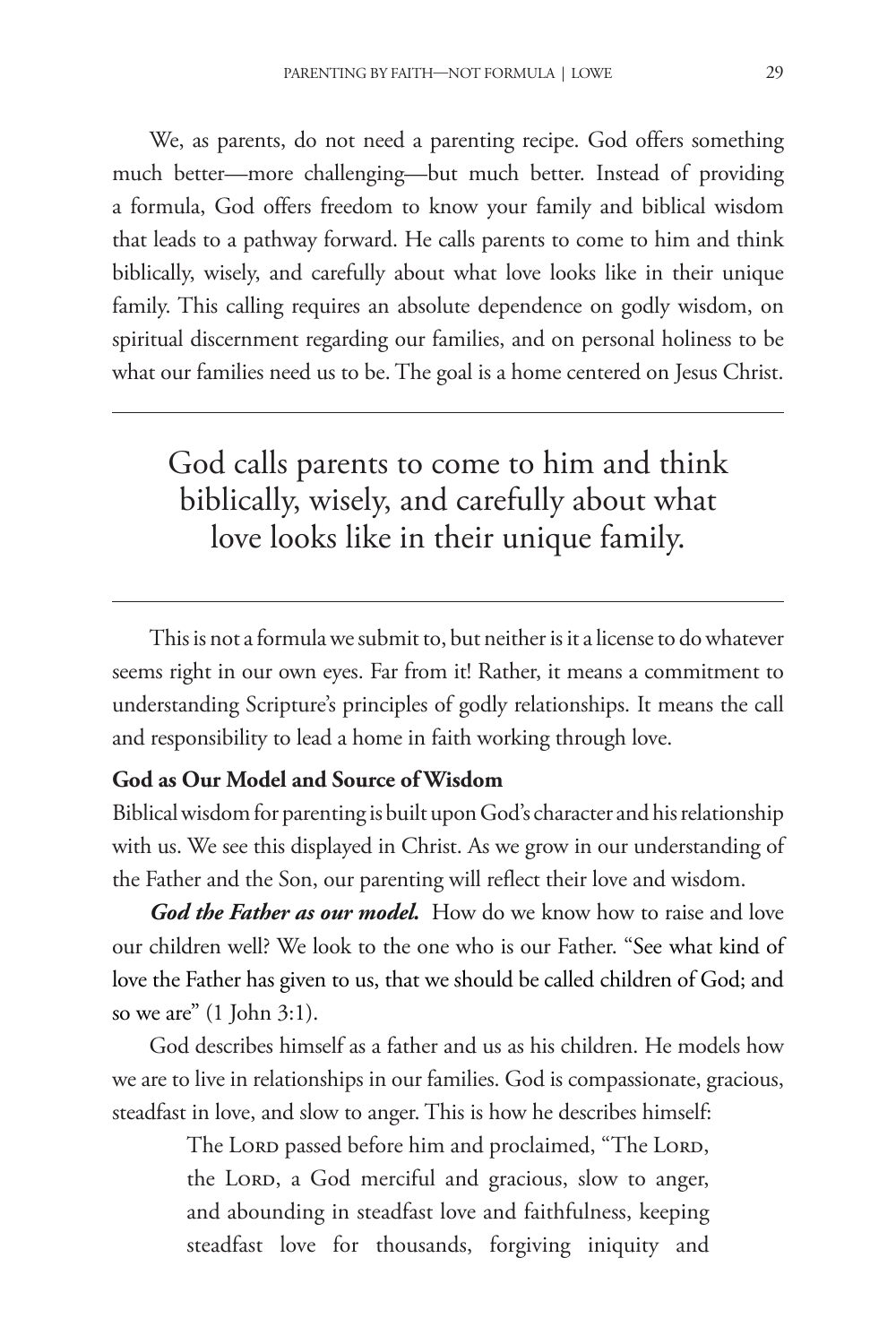We, as parents, do not need a parenting recipe. God offers something much better—more challenging—but much better. Instead of providing a formula, God offers freedom to know your family and biblical wisdom that leads to a pathway forward. He calls parents to come to him and think biblically, wisely, and carefully about what love looks like in their unique family. This calling requires an absolute dependence on godly wisdom, on spiritual discernment regarding our families, and on personal holiness to be what our families need us to be. The goal is a home centered on Jesus Christ.

---

> God calls parents to come to him and think biblically, wisely, and carefully about what love looks like in their unique family.

---

This is not a formula we submit to, but neither is it a license to do whatever seems right in our own eyes. Far from it! Rather, it means a commitment to understanding Scripture's principles of godly relationships. It means the call and responsibility to lead a home in faith working through love.

**God as Our Model and Source of Wisdom**

Biblical wisdom for parenting is built upon God's character and his relationship with us. We see this displayed in Christ. As we grow in our understanding of the Father and the Son, our parenting will reflect their love and wisdom.

***God the Father as our model.*** How do we know how to raise and love our children well? We look to the one who is our Father. "See what kind of love the Father has given to us, that we should be called children of God; and so we are" (1 John 3:1).

God describes himself as a father and us as his children. He models how we are to live in relationships in our families. God is compassionate, gracious, steadfast in love, and slow to anger. This is how he describes himself:

> The Lord passed before him and proclaimed, "The Lord, the Lord, a God merciful and gracious, slow to anger, and abounding in steadfast love and faithfulness, keeping steadfast love for thousands, forgiving iniquity and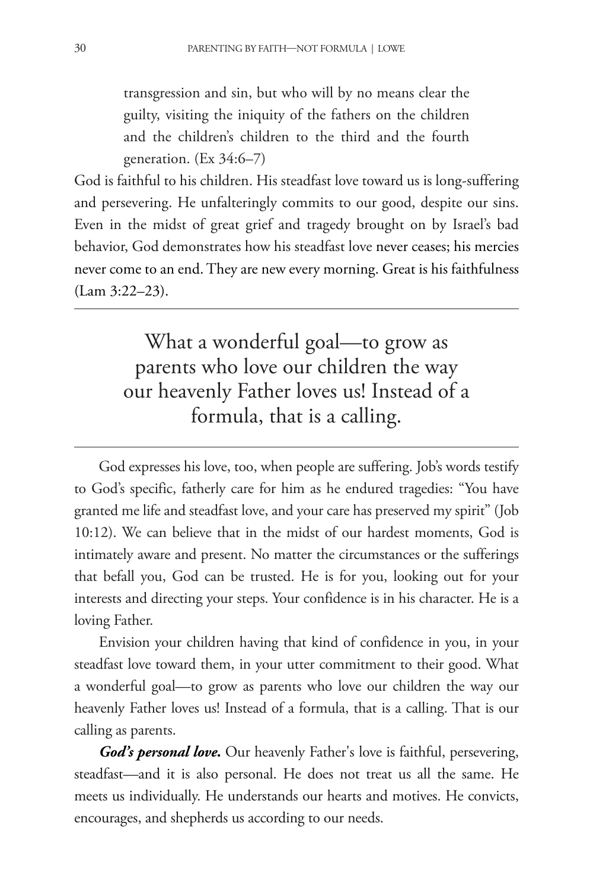> transgression and sin, but who will by no means clear the guilty, visiting the iniquity of the fathers on the children and the children's children to the third and the fourth generation. (Ex 34:6–7)

God is faithful to his children. His steadfast love toward us is long-suffering and persevering. He unfalteringly commits to our good, despite our sins. Even in the midst of great grief and tragedy brought on by Israel's bad behavior, God demonstrates how his steadfast love never ceases; his mercies never come to an end. They are new every morning. Great is his faithfulness (Lam 3:22–23).

---

What a wonderful goal—to grow as parents who love our children the way our heavenly Father loves us! Instead of a formula, that is a calling.

---

God expresses his love, too, when people are suffering. Job's words testify to God's specific, fatherly care for him as he endured tragedies: "You have granted me life and steadfast love, and your care has preserved my spirit" (Job 10:12). We can believe that in the midst of our hardest moments, God is intimately aware and present. No matter the circumstances or the sufferings that befall you, God can be trusted. He is for you, looking out for your interests and directing your steps. Your confidence is in his character. He is a loving Father.

Envision your children having that kind of confidence in you, in your steadfast love toward them, in your utter commitment to their good. What a wonderful goal—to grow as parents who love our children the way our heavenly Father loves us! Instead of a formula, that is a calling. That is our calling as parents.

***God's personal love.*** Our heavenly Father's love is faithful, persevering, steadfast—and it is also personal. He does not treat us all the same. He meets us individually. He understands our hearts and motives. He convicts, encourages, and shepherds us according to our needs.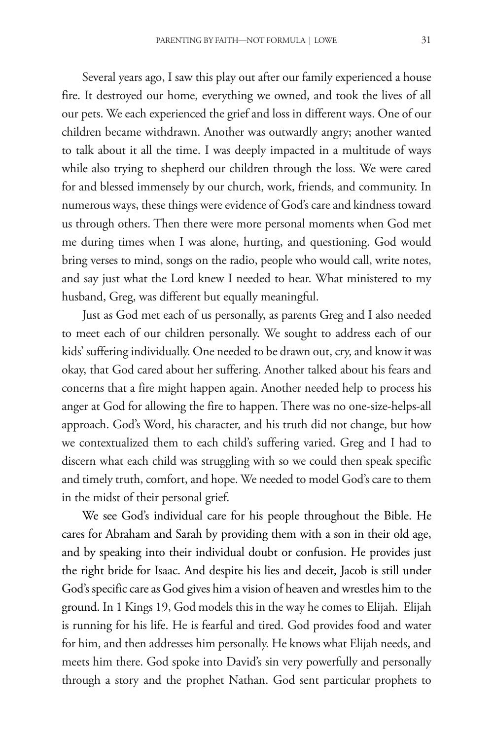Several years ago, I saw this play out after our family experienced a house fire. It destroyed our home, everything we owned, and took the lives of all our pets. We each experienced the grief and loss in different ways. One of our children became withdrawn. Another was outwardly angry; another wanted to talk about it all the time. I was deeply impacted in a multitude of ways while also trying to shepherd our children through the loss. We were cared for and blessed immensely by our church, work, friends, and community. In numerous ways, these things were evidence of God's care and kindness toward us through others. Then there were more personal moments when God met me during times when I was alone, hurting, and questioning. God would bring verses to mind, songs on the radio, people who would call, write notes, and say just what the Lord knew I needed to hear. What ministered to my husband, Greg, was different but equally meaningful.

Just as God met each of us personally, as parents Greg and I also needed to meet each of our children personally. We sought to address each of our kids' suffering individually. One needed to be drawn out, cry, and know it was okay, that God cared about her suffering. Another talked about his fears and concerns that a fire might happen again. Another needed help to process his anger at God for allowing the fire to happen. There was no one-size-helps-all approach. God's Word, his character, and his truth did not change, but how we contextualized them to each child's suffering varied. Greg and I had to discern what each child was struggling with so we could then speak specific and timely truth, comfort, and hope. We needed to model God's care to them in the midst of their personal grief.

We see God's individual care for his people throughout the Bible. He cares for Abraham and Sarah by providing them with a son in their old age, and by speaking into their individual doubt or confusion. He provides just the right bride for Isaac. And despite his lies and deceit, Jacob is still under God's specific care as God gives him a vision of heaven and wrestles him to the ground. In 1 Kings 19, God models this in the way he comes to Elijah. Elijah is running for his life. He is fearful and tired. God provides food and water for him, and then addresses him personally. He knows what Elijah needs, and meets him there. God spoke into David's sin very powerfully and personally through a story and the prophet Nathan. God sent particular prophets to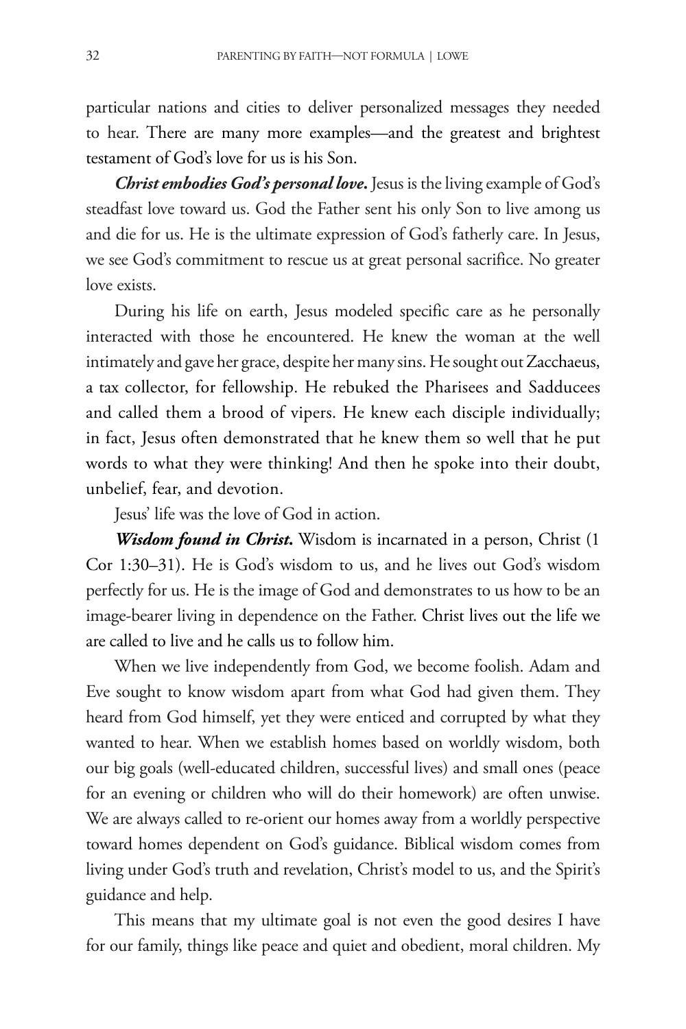particular nations and cities to deliver personalized messages they needed to hear. There are many more examples—and the greatest and brightest testament of God's love for us is his Son.

***Christ embodies God's personal love.*** Jesus is the living example of God's steadfast love toward us. God the Father sent his only Son to live among us and die for us. He is the ultimate expression of God's fatherly care. In Jesus, we see God's commitment to rescue us at great personal sacrifice. No greater love exists.

During his life on earth, Jesus modeled specific care as he personally interacted with those he encountered. He knew the woman at the well intimately and gave her grace, despite her many sins. He sought out Zacchaeus, a tax collector, for fellowship. He rebuked the Pharisees and Sadducees and called them a brood of vipers. He knew each disciple individually; in fact, Jesus often demonstrated that he knew them so well that he put words to what they were thinking! And then he spoke into their doubt, unbelief, fear, and devotion.

Jesus' life was the love of God in action.

***Wisdom found in Christ.*** Wisdom is incarnated in a person, Christ (1 Cor 1:30–31). He is God's wisdom to us, and he lives out God's wisdom perfectly for us. He is the image of God and demonstrates to us how to be an image-bearer living in dependence on the Father. Christ lives out the life we are called to live and he calls us to follow him.

When we live independently from God, we become foolish. Adam and Eve sought to know wisdom apart from what God had given them. They heard from God himself, yet they were enticed and corrupted by what they wanted to hear. When we establish homes based on worldly wisdom, both our big goals (well-educated children, successful lives) and small ones (peace for an evening or children who will do their homework) are often unwise. We are always called to re-orient our homes away from a worldly perspective toward homes dependent on God's guidance. Biblical wisdom comes from living under God's truth and revelation, Christ's model to us, and the Spirit's guidance and help.

This means that my ultimate goal is not even the good desires I have for our family, things like peace and quiet and obedient, moral children. My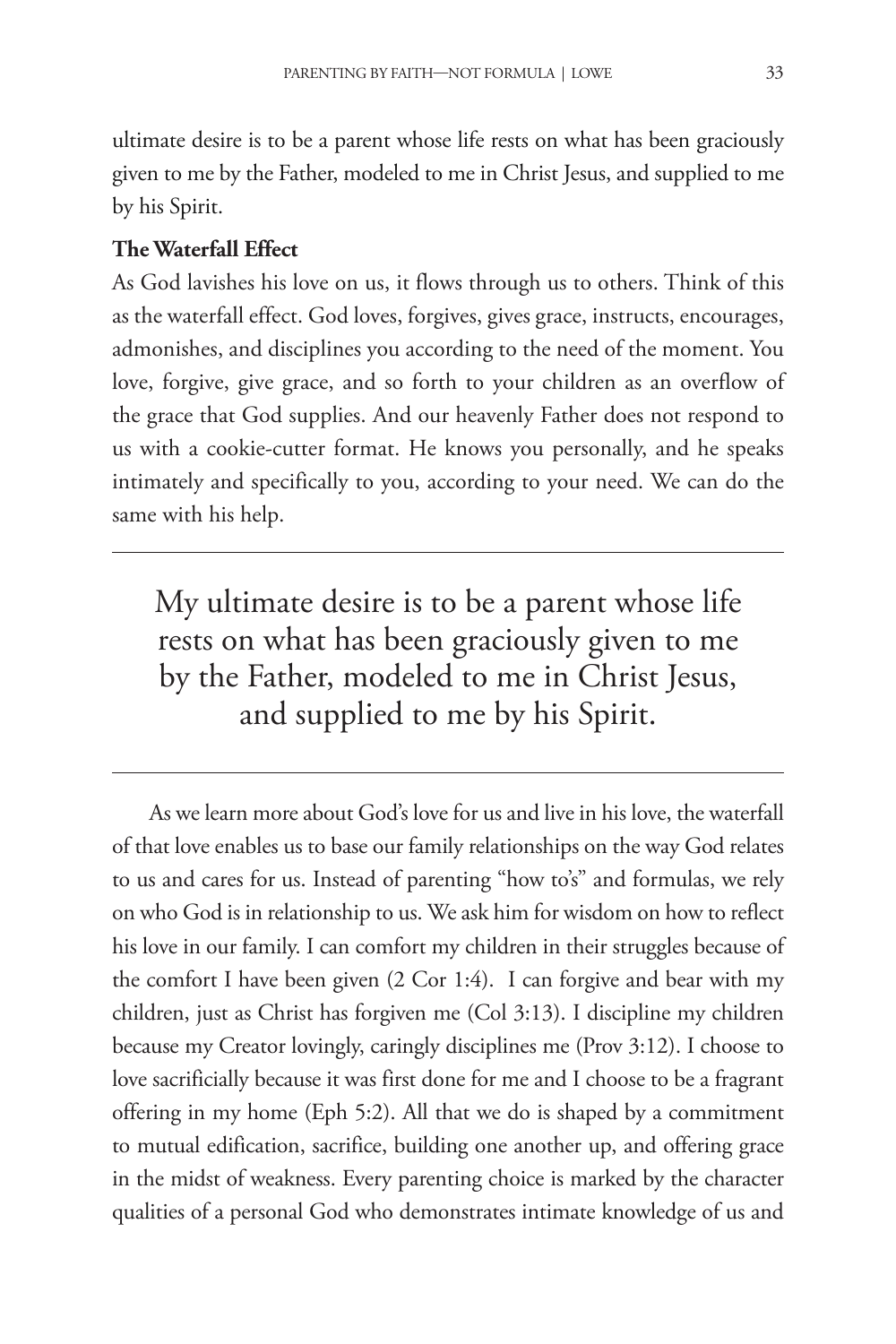ultimate desire is to be a parent whose life rests on what has been graciously given to me by the Father, modeled to me in Christ Jesus, and supplied to me by his Spirit.

**The Waterfall Effect**

As God lavishes his love on us, it flows through us to others. Think of this as the waterfall effect. God loves, forgives, gives grace, instructs, encourages, admonishes, and disciplines you according to the need of the moment. You love, forgive, give grace, and so forth to your children as an overflow of the grace that God supplies. And our heavenly Father does not respond to us with a cookie-cutter format. He knows you personally, and he speaks intimately and specifically to you, according to your need. We can do the same with his help.

---

> My ultimate desire is to be a parent whose life rests on what has been graciously given to me by the Father, modeled to me in Christ Jesus, and supplied to me by his Spirit.

---

As we learn more about God's love for us and live in his love, the waterfall of that love enables us to base our family relationships on the way God relates to us and cares for us. Instead of parenting "how to's" and formulas, we rely on who God is in relationship to us. We ask him for wisdom on how to reflect his love in our family. I can comfort my children in their struggles because of the comfort I have been given (2 Cor 1:4). I can forgive and bear with my children, just as Christ has forgiven me (Col 3:13). I discipline my children because my Creator lovingly, caringly disciplines me (Prov 3:12). I choose to love sacrificially because it was first done for me and I choose to be a fragrant offering in my home (Eph 5:2). All that we do is shaped by a commitment to mutual edification, sacrifice, building one another up, and offering grace in the midst of weakness. Every parenting choice is marked by the character qualities of a personal God who demonstrates intimate knowledge of us and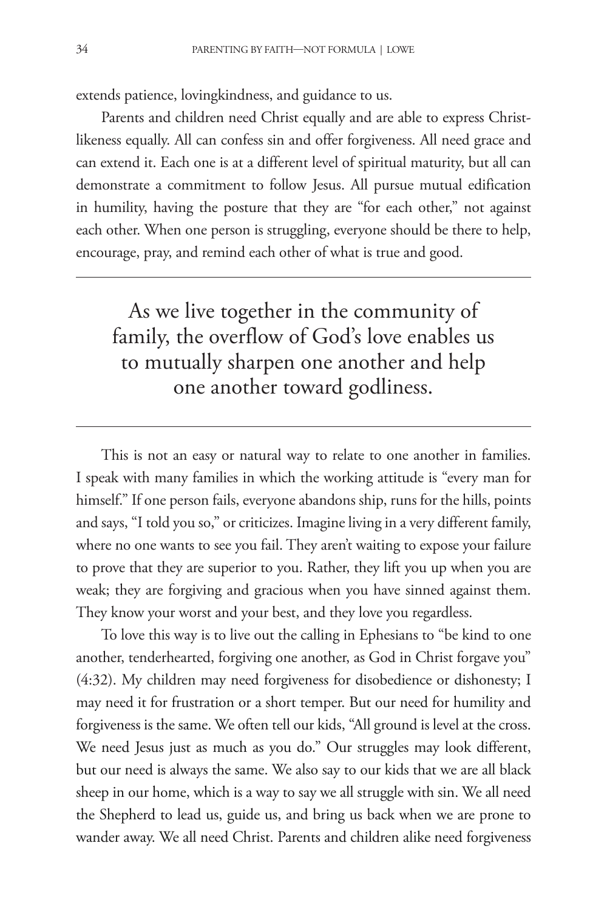extends patience, lovingkindness, and guidance to us.

Parents and children need Christ equally and are able to express Christ-likeness equally. All can confess sin and offer forgiveness. All need grace and can extend it. Each one is at a different level of spiritual maturity, but all can demonstrate a commitment to follow Jesus. All pursue mutual edification in humility, having the posture that they are "for each other," not against each other. When one person is struggling, everyone should be there to help, encourage, pray, and remind each other of what is true and good.

---

> As we live together in the community of family, the overflow of God's love enables us to mutually sharpen one another and help one another toward godliness.

---

This is not an easy or natural way to relate to one another in families. I speak with many families in which the working attitude is "every man for himself." If one person fails, everyone abandons ship, runs for the hills, points and says, "I told you so," or criticizes. Imagine living in a very different family, where no one wants to see you fail. They aren't waiting to expose your failure to prove that they are superior to you. Rather, they lift you up when you are weak; they are forgiving and gracious when you have sinned against them. They know your worst and your best, and they love you regardless.

To love this way is to live out the calling in Ephesians to "be kind to one another, tenderhearted, forgiving one another, as God in Christ forgave you" (4:32). My children may need forgiveness for disobedience or dishonesty; I may need it for frustration or a short temper. But our need for humility and forgiveness is the same. We often tell our kids, "All ground is level at the cross. We need Jesus just as much as you do." Our struggles may look different, but our need is always the same. We also say to our kids that we are all black sheep in our home, which is a way to say we all struggle with sin. We all need the Shepherd to lead us, guide us, and bring us back when we are prone to wander away. We all need Christ. Parents and children alike need forgiveness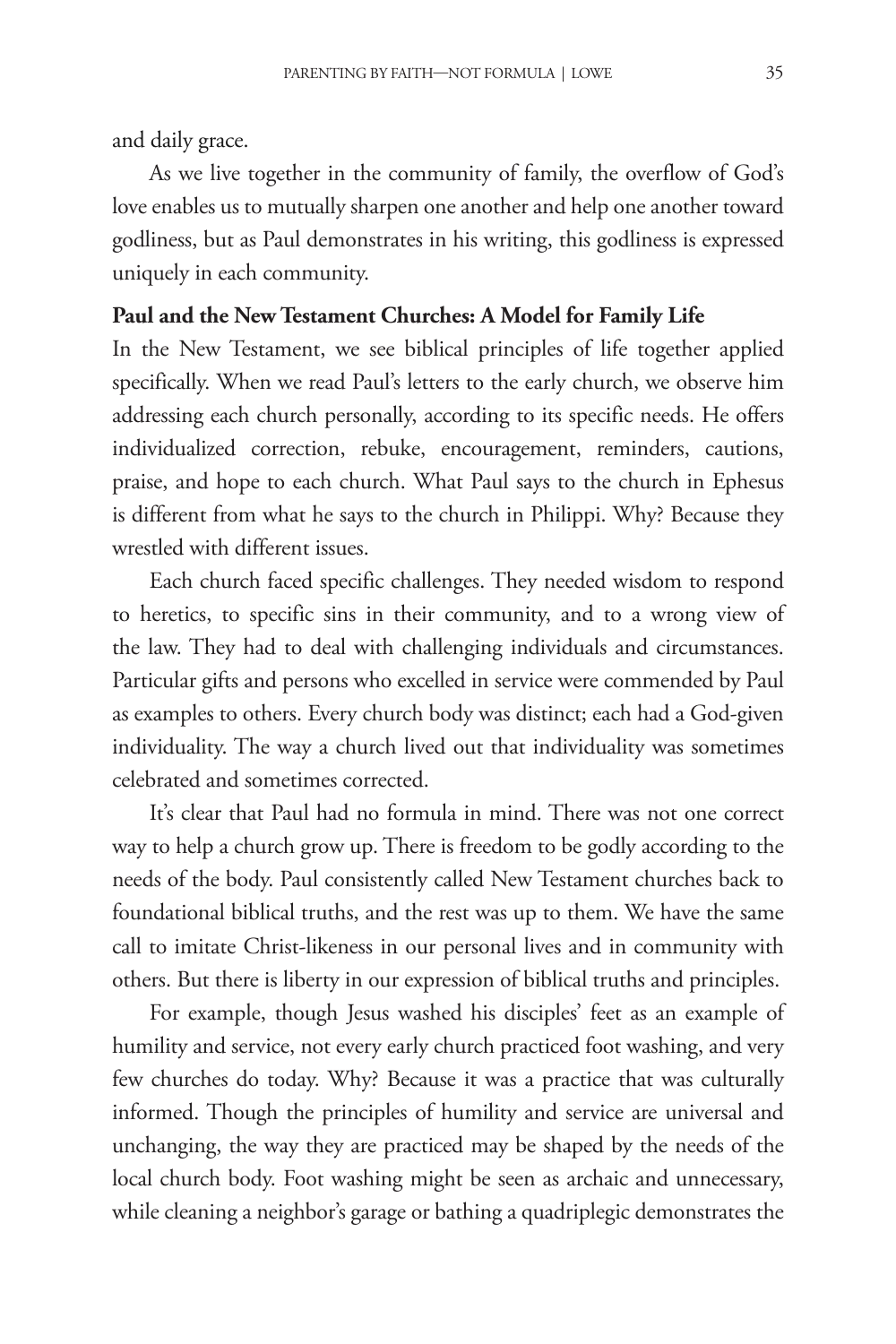and daily grace.

As we live together in the community of family, the overflow of God's love enables us to mutually sharpen one another and help one another toward godliness, but as Paul demonstrates in his writing, this godliness is expressed uniquely in each community.

**Paul and the New Testament Churches: A Model for Family Life**

In the New Testament, we see biblical principles of life together applied specifically. When we read Paul's letters to the early church, we observe him addressing each church personally, according to its specific needs. He offers individualized correction, rebuke, encouragement, reminders, cautions, praise, and hope to each church. What Paul says to the church in Ephesus is different from what he says to the church in Philippi. Why? Because they wrestled with different issues.

Each church faced specific challenges. They needed wisdom to respond to heretics, to specific sins in their community, and to a wrong view of the law. They had to deal with challenging individuals and circumstances. Particular gifts and persons who excelled in service were commended by Paul as examples to others. Every church body was distinct; each had a God-given individuality. The way a church lived out that individuality was sometimes celebrated and sometimes corrected.

It's clear that Paul had no formula in mind. There was not one correct way to help a church grow up. There is freedom to be godly according to the needs of the body. Paul consistently called New Testament churches back to foundational biblical truths, and the rest was up to them. We have the same call to imitate Christ-likeness in our personal lives and in community with others. But there is liberty in our expression of biblical truths and principles.

For example, though Jesus washed his disciples' feet as an example of humility and service, not every early church practiced foot washing, and very few churches do today. Why? Because it was a practice that was culturally informed. Though the principles of humility and service are universal and unchanging, the way they are practiced may be shaped by the needs of the local church body. Foot washing might be seen as archaic and unnecessary, while cleaning a neighbor's garage or bathing a quadriplegic demonstrates the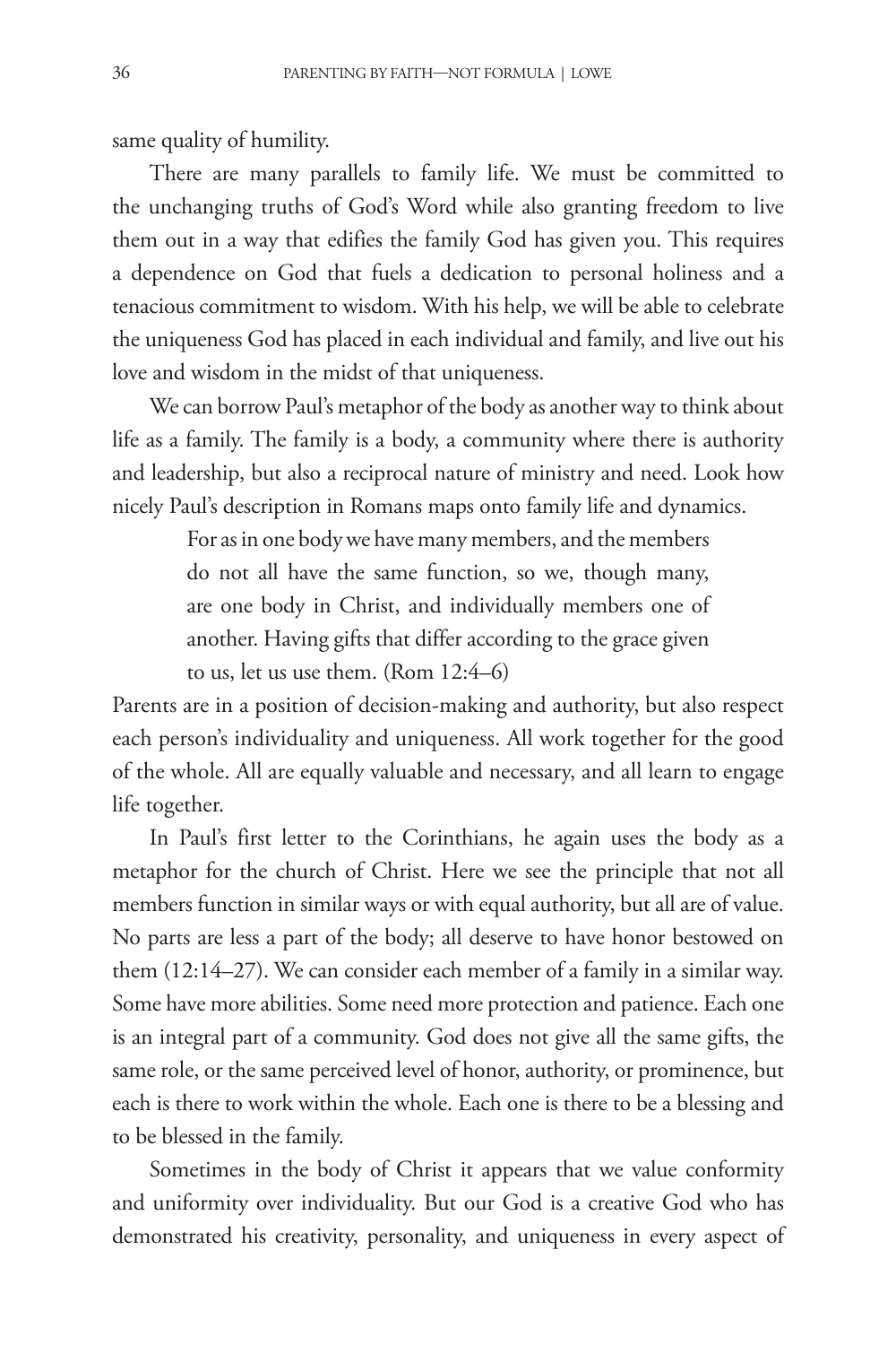same quality of humility.

There are many parallels to family life. We must be committed to the unchanging truths of God's Word while also granting freedom to live them out in a way that edifies the family God has given you. This requires a dependence on God that fuels a dedication to personal holiness and a tenacious commitment to wisdom. With his help, we will be able to celebrate the uniqueness God has placed in each individual and family, and live out his love and wisdom in the midst of that uniqueness.

We can borrow Paul's metaphor of the body as another way to think about life as a family. The family is a body, a community where there is authority and leadership, but also a reciprocal nature of ministry and need. Look how nicely Paul's description in Romans maps onto family life and dynamics.

> For as in one body we have many members, and the members do not all have the same function, so we, though many, are one body in Christ, and individually members one of another. Having gifts that differ according to the grace given to us, let us use them. (Rom 12:4–6)

Parents are in a position of decision-making and authority, but also respect each person's individuality and uniqueness. All work together for the good of the whole. All are equally valuable and necessary, and all learn to engage life together.

In Paul's first letter to the Corinthians, he again uses the body as a metaphor for the church of Christ. Here we see the principle that not all members function in similar ways or with equal authority, but all are of value. No parts are less a part of the body; all deserve to have honor bestowed on them (12:14–27). We can consider each member of a family in a similar way. Some have more abilities. Some need more protection and patience. Each one is an integral part of a community. God does not give all the same gifts, the same role, or the same perceived level of honor, authority, or prominence, but each is there to work within the whole. Each one is there to be a blessing and to be blessed in the family.

Sometimes in the body of Christ it appears that we value conformity and uniformity over individuality. But our God is a creative God who has demonstrated his creativity, personality, and uniqueness in every aspect of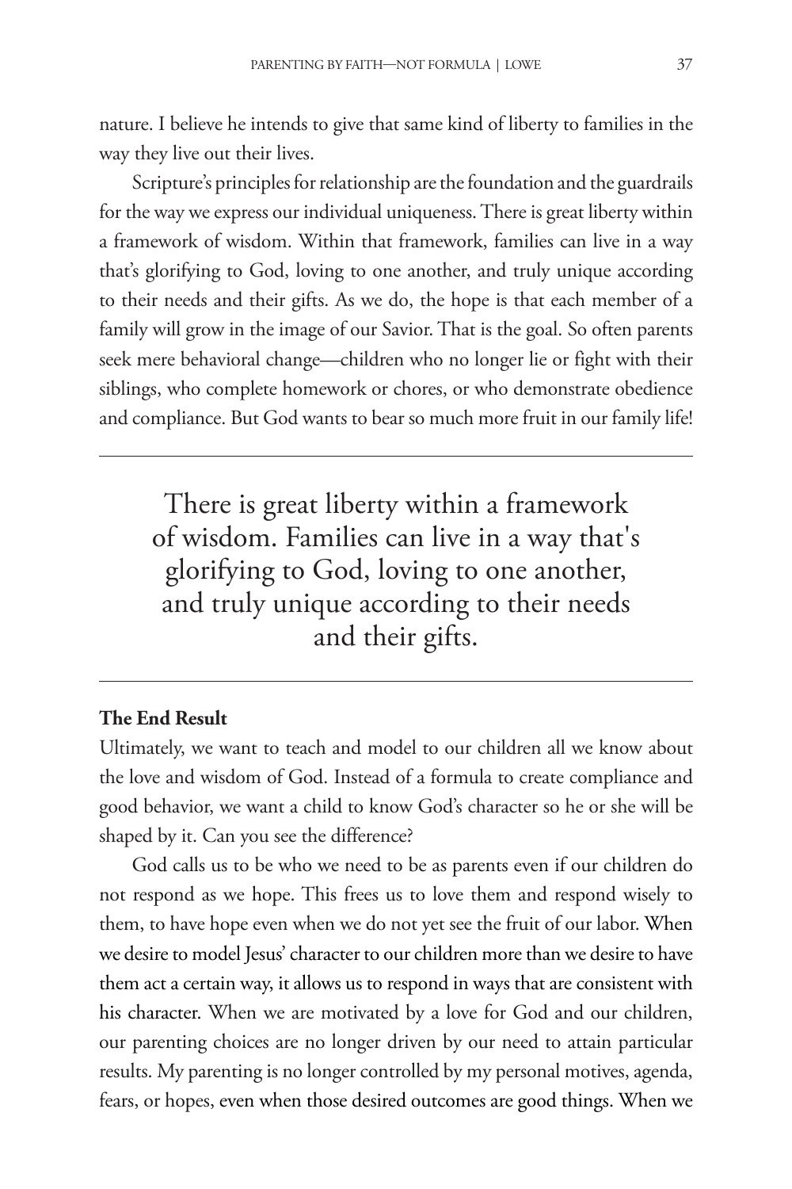nature. I believe he intends to give that same kind of liberty to families in the way they live out their lives.

Scripture's principles for relationship are the foundation and the guardrails for the way we express our individual uniqueness. There is great liberty within a framework of wisdom. Within that framework, families can live in a way that's glorifying to God, loving to one another, and truly unique according to their needs and their gifts. As we do, the hope is that each member of a family will grow in the image of our Savior. That is the goal. So often parents seek mere behavioral change—children who no longer lie or fight with their siblings, who complete homework or chores, or who demonstrate obedience and compliance. But God wants to bear so much more fruit in our family life!

---

> There is great liberty within a framework of wisdom. Families can live in a way that's glorifying to God, loving to one another, and truly unique according to their needs and their gifts.

---

**The End Result**

Ultimately, we want to teach and model to our children all we know about the love and wisdom of God. Instead of a formula to create compliance and good behavior, we want a child to know God's character so he or she will be shaped by it. Can you see the difference?

God calls us to be who we need to be as parents even if our children do not respond as we hope. This frees us to love them and respond wisely to them, to have hope even when we do not yet see the fruit of our labor. When we desire to model Jesus' character to our children more than we desire to have them act a certain way, it allows us to respond in ways that are consistent with his character. When we are motivated by a love for God and our children, our parenting choices are no longer driven by our need to attain particular results. My parenting is no longer controlled by my personal motives, agenda, fears, or hopes, even when those desired outcomes are good things. When we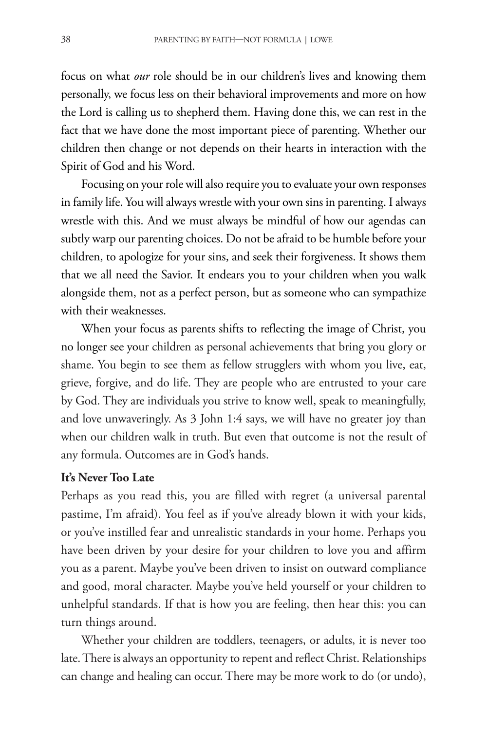focus on what *our* role should be in our children's lives and knowing them personally, we focus less on their behavioral improvements and more on how the Lord is calling us to shepherd them. Having done this, we can rest in the fact that we have done the most important piece of parenting. Whether our children then change or not depends on their hearts in interaction with the Spirit of God and his Word.

Focusing on your role will also require you to evaluate your own responses in family life. You will always wrestle with your own sins in parenting. I always wrestle with this. And we must always be mindful of how our agendas can subtly warp our parenting choices. Do not be afraid to be humble before your children, to apologize for your sins, and seek their forgiveness. It shows them that we all need the Savior. It endears you to your children when you walk alongside them, not as a perfect person, but as someone who can sympathize with their weaknesses.

When your focus as parents shifts to reflecting the image of Christ, you no longer see your children as personal achievements that bring you glory or shame. You begin to see them as fellow strugglers with whom you live, eat, grieve, forgive, and do life. They are people who are entrusted to your care by God. They are individuals you strive to know well, speak to meaningfully, and love unwaveringly. As 3 John 1:4 says, we will have no greater joy than when our children walk in truth. But even that outcome is not the result of any formula. Outcomes are in God's hands.

**It's Never Too Late**

Perhaps as you read this, you are filled with regret (a universal parental pastime, I'm afraid). You feel as if you've already blown it with your kids, or you've instilled fear and unrealistic standards in your home. Perhaps you have been driven by your desire for your children to love you and affirm you as a parent. Maybe you've been driven to insist on outward compliance and good, moral character. Maybe you've held yourself or your children to unhelpful standards. If that is how you are feeling, then hear this: you can turn things around.

Whether your children are toddlers, teenagers, or adults, it is never too late. There is always an opportunity to repent and reflect Christ. Relationships can change and healing can occur. There may be more work to do (or undo),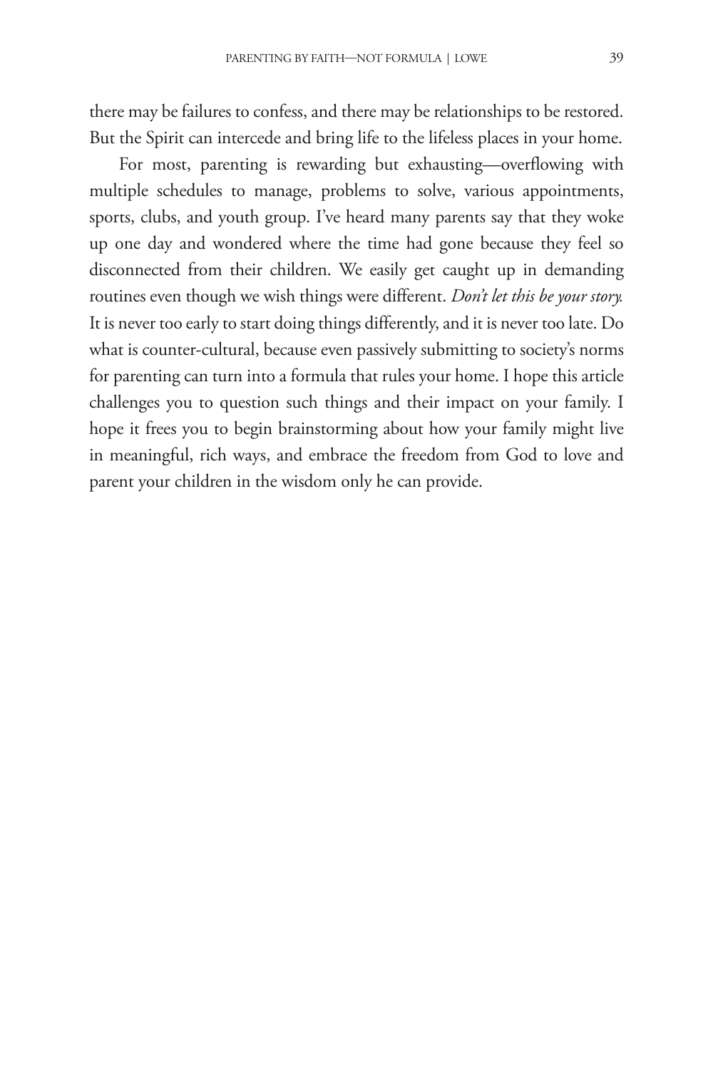there may be failures to confess, and there may be relationships to be restored. But the Spirit can intercede and bring life to the lifeless places in your home.

For most, parenting is rewarding but exhausting—overflowing with multiple schedules to manage, problems to solve, various appointments, sports, clubs, and youth group. I've heard many parents say that they woke up one day and wondered where the time had gone because they feel so disconnected from their children. We easily get caught up in demanding routines even though we wish things were different. *Don't let this be your story.* It is never too early to start doing things differently, and it is never too late. Do what is counter-cultural, because even passively submitting to society's norms for parenting can turn into a formula that rules your home. I hope this article challenges you to question such things and their impact on your family. I hope it frees you to begin brainstorming about how your family might live in meaningful, rich ways, and embrace the freedom from God to love and parent your children in the wisdom only he can provide.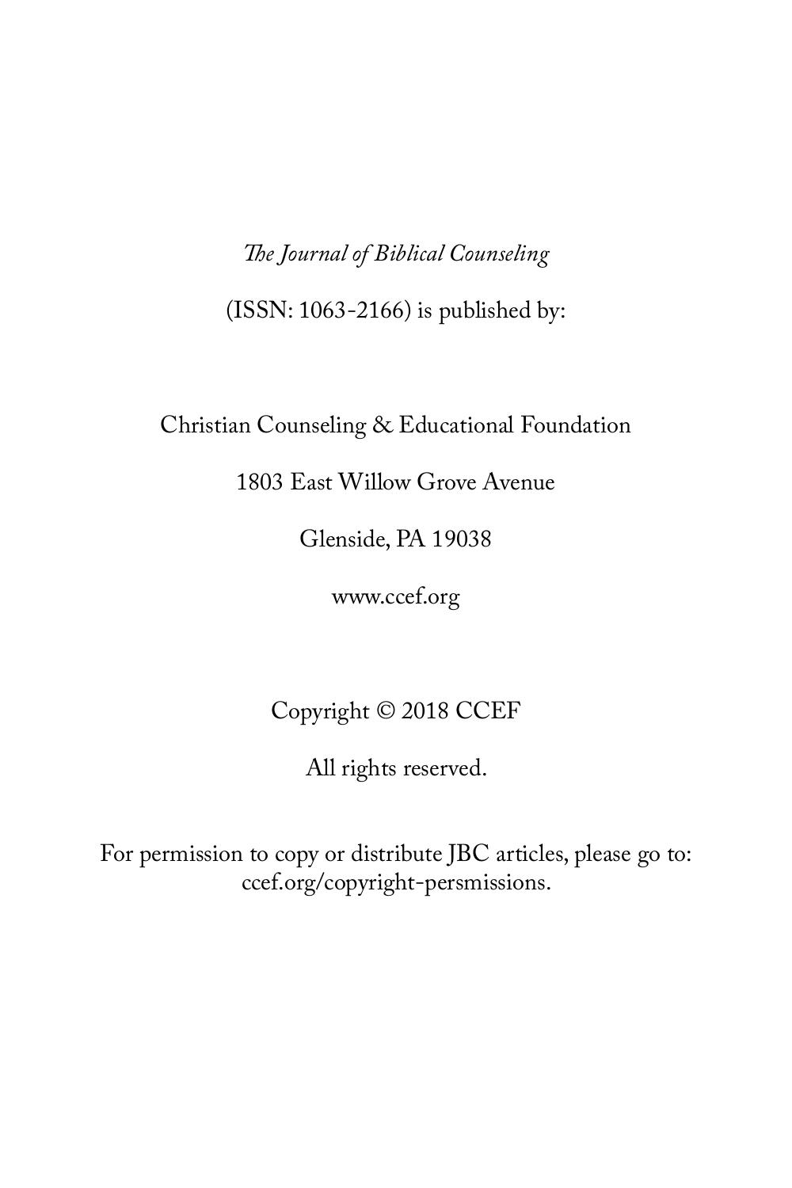*The Journal of Biblical Counseling*

(ISSN: 1063-2166) is published by:

Christian Counseling & Educational Foundation

1803 East Willow Grove Avenue

Glenside, PA 19038

www.ccef.org

Copyright © 2018 CCEF

All rights reserved.

For permission to copy or distribute JBC articles, please go to: ccef.org/copyright-persmissions.